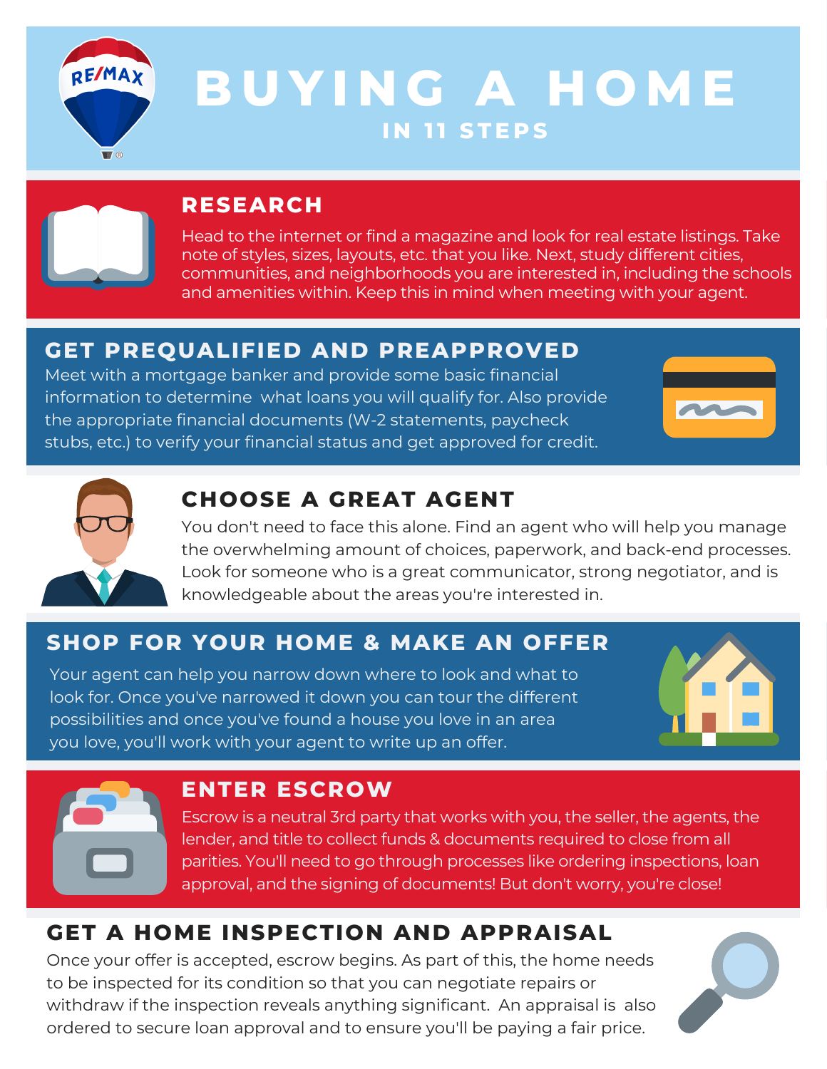# BUYING A HOME

## IN 11 STEPS

### RESEARCH

Head to the internet or find a magazine and look for real estate listings. Take note of styles, sizes, layouts, etc. that you like. Next, study different cities, communities, and neighborhoods you are interested in, including the schools and amenities within. Keep this in mind when meeting with your agent.

### GET PREQUALIFIED AND PREAPPROVED

Meet with a mortgage banker and provide some basic financial information to determine what loans you will qualify for. Also provide the appropriate financial documents (W-2 statements, paycheck stubs, etc.) to verify your financial status and get approved for credit.

### CHOOSE A GREAT AGENT

You don't need to face this alone. Find an agent who will help you manage the overwhelming amount of choices, paperwork, and back-end processes. Look for someone who is a great communicator, strong negotiator, and is knowledgeable about the areas you're interested in.

### SHOP FOR YOUR HOME & MAKE AN OFFER

Your agent can help you narrow down where to look and what to look for. Once you've narrowed it down you can tour the different possibilities and once you've found a house you love in an area you love, you'll work with your agent to write up an offer.

### ENTER ESCROW

Escrow is a neutral 3rd party that works with you, the seller, the agents, the lender, and title to collect funds & documents required to close from all parities. You'll need to go through processes like ordering inspections, loan approval, and the signing of documents! But don't worry, you're close!

### GET A HOME INSPECTION AND APPRAISAL

Once your offer is accepted, escrow begins. As part of this, the home needs to be inspected for its condition so that you can negotiate repairs or withdraw if the inspection reveals anything significant. An appraisal is also ordered to secure loan approval and to ensure you'll be paying a fair price.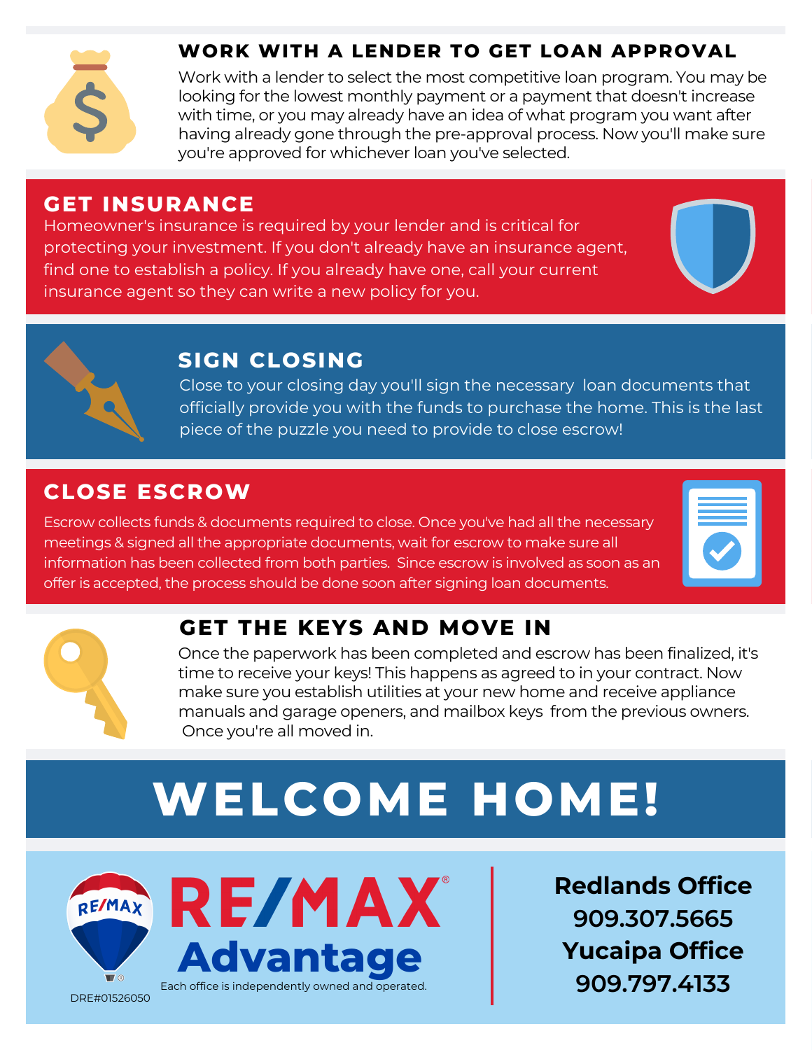## WORK WITH A LENDER TO GET LOAN APPROVAL

Work with a lender to select the most competitive loan program. You may be looking for the lowest monthly payment or a payment that doesn't increase with time, or you may already have an idea of what program you want after having already gone through the pre-approval process. Now you'll make sure you're approved for whichever loan you've selected.

## GET INSURANCE

Homeowner's insurance is required by your lender and is critical for protecting your investment. If you don't already have an insurance agent, find one to establish a policy. If you already have one, call your current insurance agent so they can write a new policy for you.

## SIGN CLOSING

Close to your closing day you'll sign the necessary loan documents that officially provide you with the funds to purchase the home. This is the last piece of the puzzle you need to provide to close escrow!

## CLOSE ESCROW

Escrow collects funds & documents required to close. Once you've had all the necessary meetings & signed all the appropriate documents, wait for escrow to make sure all information has been collected from both parties. Since escrow is involved as soon as an offer is accepted, the process should be done soon after signing loan documents.

## GET THE KEYS AND MOVE IN

Once the paperwork has been completed and escrow has been finalized, it's time to receive your keys! This happens as agreed to in your contract. Now make sure you establish utilities at your new home and receive appliance manuals and garage openers, and mailbox keys from the previous owners. Once you're all moved in.

# WELCOME HOME!

**RE/MAX® Advantage**

Each office is independently owned and operated.

DRE#01526050

**Redlands Office**
**909.307.5665**
**Yucaipa Office**
**909.797.4133**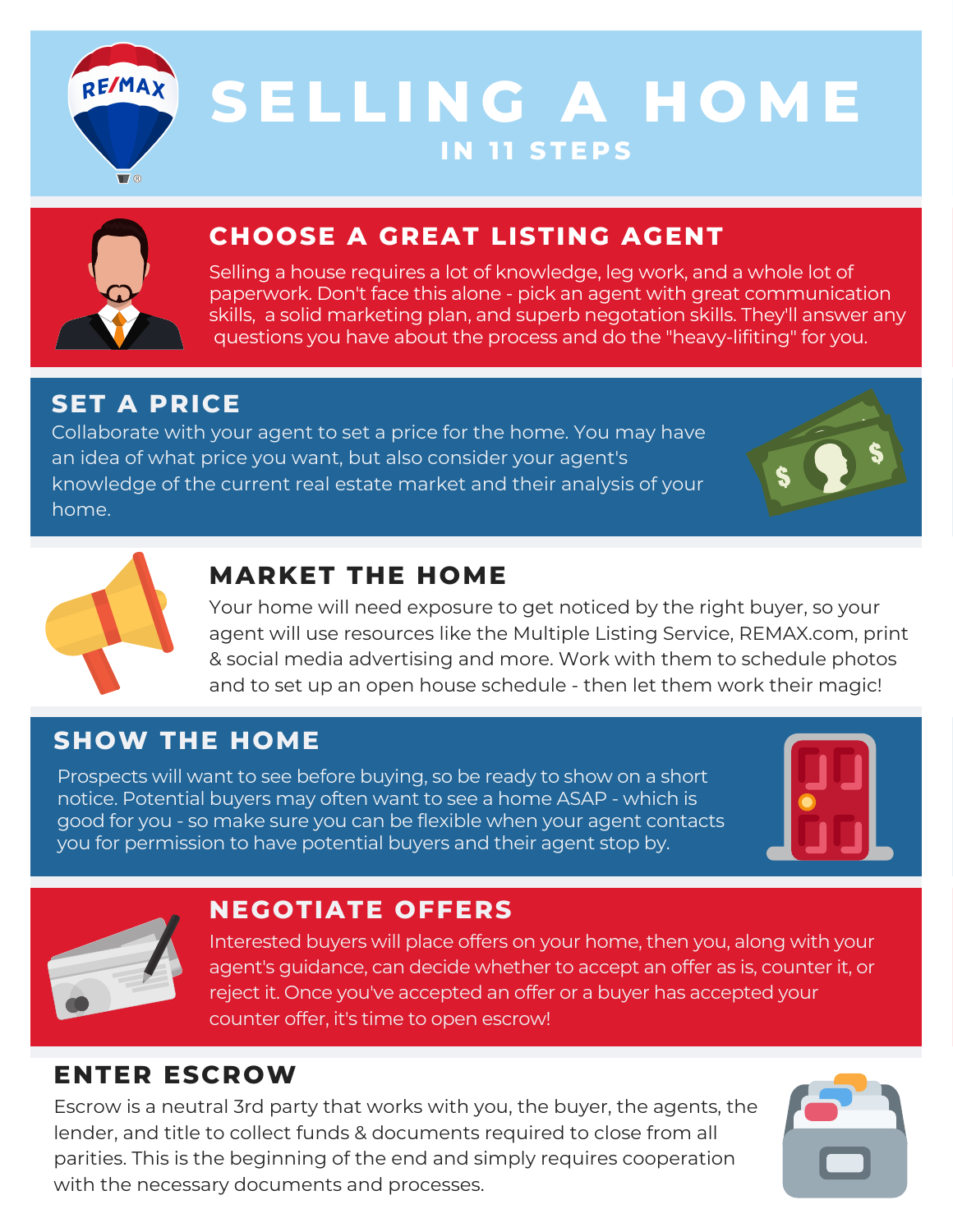# SELLING A HOME

### IN 11 STEPS

## CHOOSE A GREAT LISTING AGENT

Selling a house requires a lot of knowledge, leg work, and a whole lot of paperwork. Don't face this alone - pick an agent with great communication skills, a solid marketing plan, and superb negotation skills. They'll answer any questions you have about the process and do the "heavy-lifiting" for you.

## SET A PRICE

Collaborate with your agent to set a price for the home. You may have an idea of what price you want, but also consider your agent's knowledge of the current real estate market and their analysis of your home.

## MARKET THE HOME

Your home will need exposure to get noticed by the right buyer, so your agent will use resources like the Multiple Listing Service, REMAX.com, print & social media advertising and more. Work with them to schedule photos and to set up an open house schedule - then let them work their magic!

## SHOW THE HOME

Prospects will want to see before buying, so be ready to show on a short notice. Potential buyers may often want to see a home ASAP - which is good for you - so make sure you can be flexible when your agent contacts you for permission to have potential buyers and their agent stop by.

## NEGOTIATE OFFERS

Interested buyers will place offers on your home, then you, along with your agent's guidance, can decide whether to accept an offer as is, counter it, or reject it. Once you've accepted an offer or a buyer has accepted your counter offer, it's time to open escrow!

## ENTER ESCROW

Escrow is a neutral 3rd party that works with you, the buyer, the agents, the lender, and title to collect funds & documents required to close from all parities. This is the beginning of the end and simply requires cooperation with the necessary documents and processes.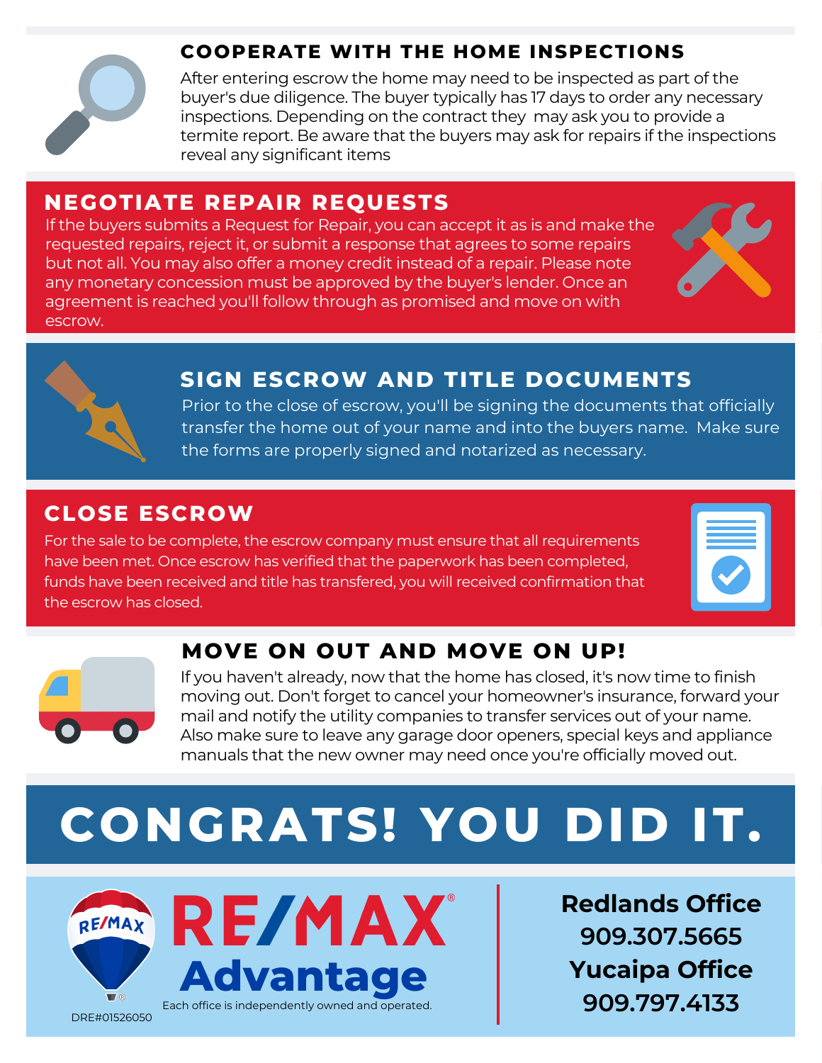## COOPERATE WITH THE HOME INSPECTIONS

After entering escrow the home may need to be inspected as part of the buyer's due diligence. The buyer typically has 17 days to order any necessary inspections. Depending on the contract they may ask you to provide a termite report. Be aware that the buyers may ask for repairs if the inspections reveal any significant items

## NEGOTIATE REPAIR REQUESTS

If the buyers submits a Request for Repair, you can accept it as is and make the requested repairs, reject it, or submit a response that agrees to some repairs but not all. You may also offer a money credit instead of a repair. Please note any monetary concession must be approved by the buyer's lender. Once an agreement is reached you'll follow through as promised and move on with escrow.

## SIGN ESCROW AND TITLE DOCUMENTS

Prior to the close of escrow, you'll be signing the documents that officially transfer the home out of your name and into the buyers name. Make sure the forms are properly signed and notarized as necessary.

## CLOSE ESCROW

For the sale to be complete, the escrow company must ensure that all requirements have been met. Once escrow has verified that the paperwork has been completed, funds have been received and title has transfered, you will received confirmation that the escrow has closed.

## MOVE ON OUT AND MOVE ON UP!

If you haven't already, now that the home has closed, it's now time to finish moving out. Don't forget to cancel your homeowner's insurance, forward your mail and notify the utility companies to transfer services out of your name. Also make sure to leave any garage door openers, special keys and appliance manuals that the new owner may need once you're officially moved out.

# CONGRATS! YOU DID IT.

**RE/MAX® Advantage**

Each office is independently owned and operated.

DRE#01526050

**Redlands Office**
**909.307.5665**
**Yucaipa Office**
**909.797.4133**